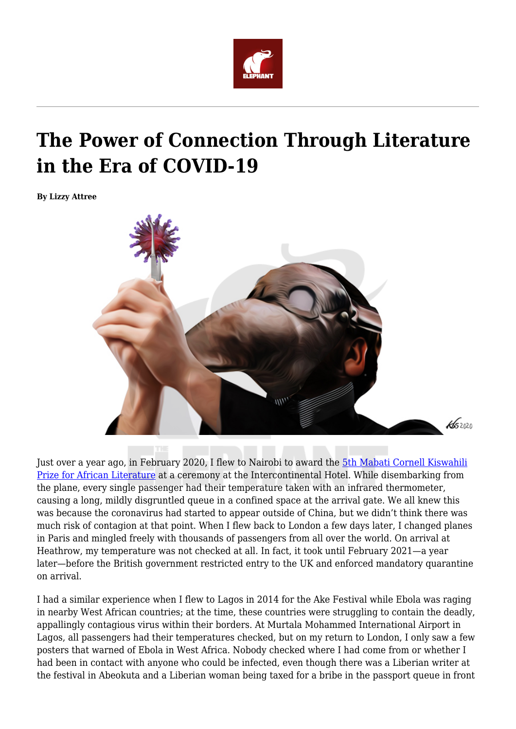# The Power of Connection Through Literature in the Era of COVID-19

**By Lizzy Attree**

Just over a year ago, in February 2020, I flew to Nairobi to award the [5th Mabati Cornell Kiswahili Prize for African Literature] at a ceremony at the Intercontinental Hotel. While disembarking from the plane, every single passenger had their temperature taken with an infrared thermometer, causing a long, mildly disgruntled queue in a confined space at the arrival gate. We all knew this was because the coronavirus had started to appear outside of China, but we didn't think there was much risk of contagion at that point. When I flew back to London a few days later, I changed planes in Paris and mingled freely with thousands of passengers from all over the world. On arrival at Heathrow, my temperature was not checked at all. In fact, it took until February 2021—a year later—before the British government restricted entry to the UK and enforced mandatory quarantine on arrival.

I had a similar experience when I flew to Lagos in 2014 for the Ake Festival while Ebola was raging in nearby West African countries; at the time, these countries were struggling to contain the deadly, appallingly contagious virus within their borders. At Murtala Mohammed International Airport in Lagos, all passengers had their temperatures checked, but on my return to London, I only saw a few posters that warned of Ebola in West Africa. Nobody checked where I had come from or whether I had been in contact with anyone who could be infected, even though there was a Liberian writer at the festival in Abeokuta and a Liberian woman being taxed for a bribe in the passport queue in front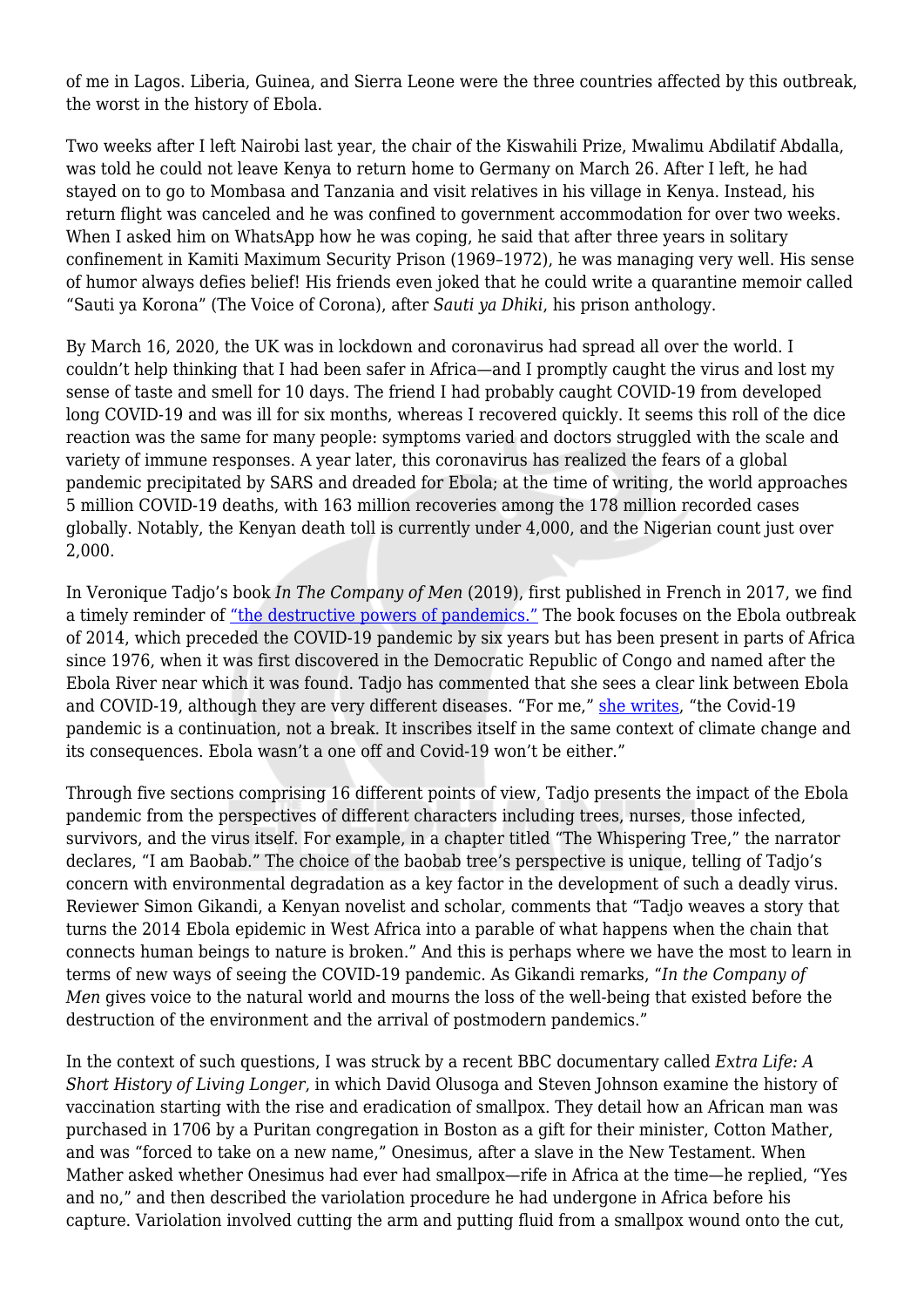of me in Lagos. Liberia, Guinea, and Sierra Leone were the three countries affected by this outbreak, the worst in the history of Ebola.

Two weeks after I left Nairobi last year, the chair of the Kiswahili Prize, Mwalimu Abdilatif Abdalla, was told he could not leave Kenya to return home to Germany on March 26. After I left, he had stayed on to go to Mombasa and Tanzania and visit relatives in his village in Kenya. Instead, his return flight was canceled and he was confined to government accommodation for over two weeks. When I asked him on WhatsApp how he was coping, he said that after three years in solitary confinement in Kamiti Maximum Security Prison (1969–1972), he was managing very well. His sense of humor always defies belief! His friends even joked that he could write a quarantine memoir called "Sauti ya Korona" (The Voice of Corona), after *Sauti ya Dhiki*, his prison anthology.

By March 16, 2020, the UK was in lockdown and coronavirus had spread all over the world. I couldn't help thinking that I had been safer in Africa—and I promptly caught the virus and lost my sense of taste and smell for 10 days. The friend I had probably caught COVID-19 from developed long COVID-19 and was ill for six months, whereas I recovered quickly. It seems this roll of the dice reaction was the same for many people: symptoms varied and doctors struggled with the scale and variety of immune responses. A year later, this coronavirus has realized the fears of a global pandemic precipitated by SARS and dreaded for Ebola; at the time of writing, the world approaches 5 million COVID-19 deaths, with 163 million recoveries among the 178 million recorded cases globally. Notably, the Kenyan death toll is currently under 4,000, and the Nigerian count just over 2,000.

In Veronique Tadjo's book *In The Company of Men* (2019), first published in French in 2017, we find a timely reminder of "the destructive powers of pandemics." The book focuses on the Ebola outbreak of 2014, which preceded the COVID-19 pandemic by six years but has been present in parts of Africa since 1976, when it was first discovered in the Democratic Republic of Congo and named after the Ebola River near which it was found. Tadjo has commented that she sees a clear link between Ebola and COVID-19, although they are very different diseases. "For me," she writes, "the Covid-19 pandemic is a continuation, not a break. It inscribes itself in the same context of climate change and its consequences. Ebola wasn't a one off and Covid-19 won't be either."

Through five sections comprising 16 different points of view, Tadjo presents the impact of the Ebola pandemic from the perspectives of different characters including trees, nurses, those infected, survivors, and the virus itself. For example, in a chapter titled "The Whispering Tree," the narrator declares, "I am Baobab." The choice of the baobab tree's perspective is unique, telling of Tadjo's concern with environmental degradation as a key factor in the development of such a deadly virus. Reviewer Simon Gikandi, a Kenyan novelist and scholar, comments that "Tadjo weaves a story that turns the 2014 Ebola epidemic in West Africa into a parable of what happens when the chain that connects human beings to nature is broken." And this is perhaps where we have the most to learn in terms of new ways of seeing the COVID-19 pandemic. As Gikandi remarks, "*In the Company of Men* gives voice to the natural world and mourns the loss of the well-being that existed before the destruction of the environment and the arrival of postmodern pandemics."

In the context of such questions, I was struck by a recent BBC documentary called *Extra Life: A Short History of Living Longer*, in which David Olusoga and Steven Johnson examine the history of vaccination starting with the rise and eradication of smallpox. They detail how an African man was purchased in 1706 by a Puritan congregation in Boston as a gift for their minister, Cotton Mather, and was "forced to take on a new name," Onesimus, after a slave in the New Testament. When Mather asked whether Onesimus had ever had smallpox—rife in Africa at the time—he replied, "Yes and no," and then described the variolation procedure he had undergone in Africa before his capture. Variolation involved cutting the arm and putting fluid from a smallpox wound onto the cut,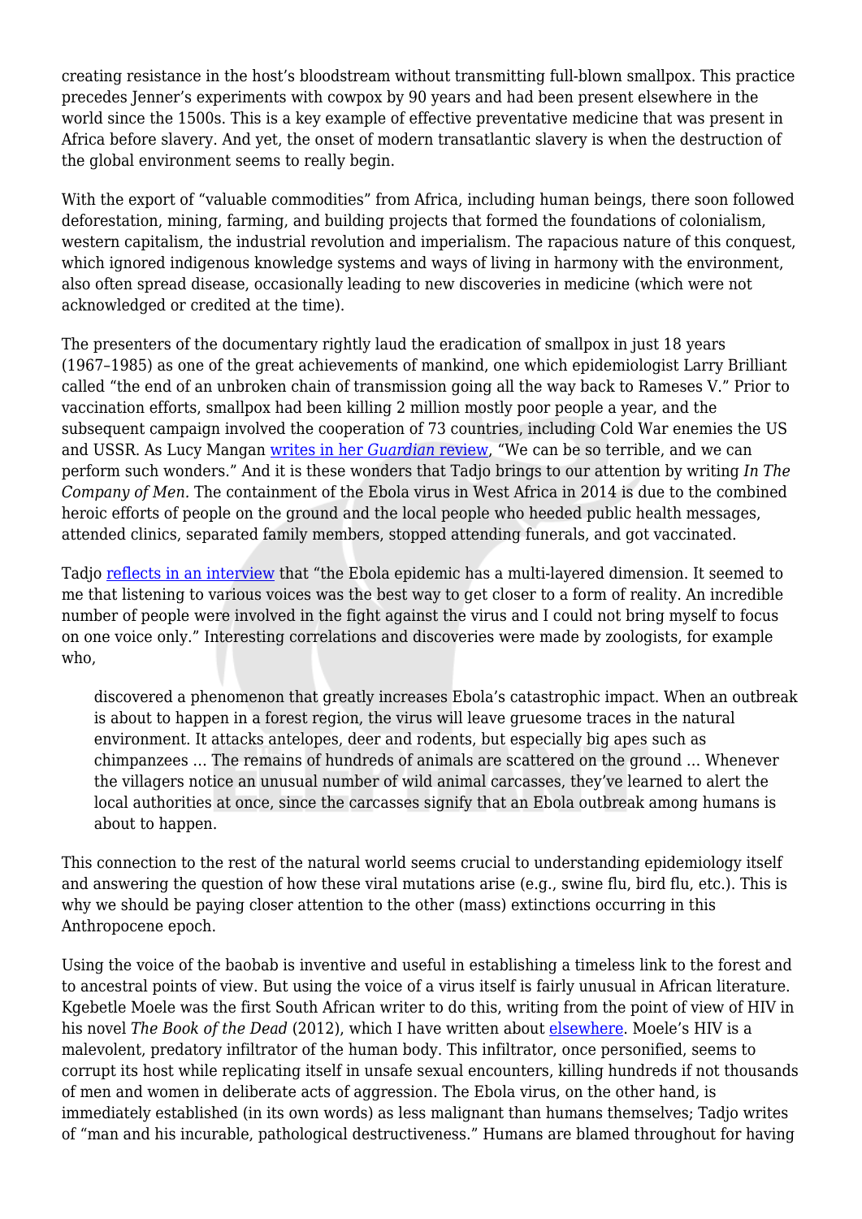creating resistance in the host's bloodstream without transmitting full-blown smallpox. This practice precedes Jenner's experiments with cowpox by 90 years and had been present elsewhere in the world since the 1500s. This is a key example of effective preventative medicine that was present in Africa before slavery. And yet, the onset of modern transatlantic slavery is when the destruction of the global environment seems to really begin.

With the export of "valuable commodities" from Africa, including human beings, there soon followed deforestation, mining, farming, and building projects that formed the foundations of colonialism, western capitalism, the industrial revolution and imperialism. The rapacious nature of this conquest, which ignored indigenous knowledge systems and ways of living in harmony with the environment, also often spread disease, occasionally leading to new discoveries in medicine (which were not acknowledged or credited at the time).

The presenters of the documentary rightly laud the eradication of smallpox in just 18 years (1967–1985) as one of the great achievements of mankind, one which epidemiologist Larry Brilliant called "the end of an unbroken chain of transmission going all the way back to Rameses V." Prior to vaccination efforts, smallpox had been killing 2 million mostly poor people a year, and the subsequent campaign involved the cooperation of 73 countries, including Cold War enemies the US and USSR. As Lucy Mangan writes in her *Guardian* review, "We can be so terrible, and we can perform such wonders." And it is these wonders that Tadjo brings to our attention by writing *In The Company of Men.* The containment of the Ebola virus in West Africa in 2014 is due to the combined heroic efforts of people on the ground and the local people who heeded public health messages, attended clinics, separated family members, stopped attending funerals, and got vaccinated.

Tadjo reflects in an interview that "the Ebola epidemic has a multi-layered dimension. It seemed to me that listening to various voices was the best way to get closer to a form of reality. An incredible number of people were involved in the fight against the virus and I could not bring myself to focus on one voice only." Interesting correlations and discoveries were made by zoologists, for example who,

> discovered a phenomenon that greatly increases Ebola's catastrophic impact. When an outbreak is about to happen in a forest region, the virus will leave gruesome traces in the natural environment. It attacks antelopes, deer and rodents, but especially big apes such as chimpanzees … The remains of hundreds of animals are scattered on the ground … Whenever the villagers notice an unusual number of wild animal carcasses, they've learned to alert the local authorities at once, since the carcasses signify that an Ebola outbreak among humans is about to happen.

This connection to the rest of the natural world seems crucial to understanding epidemiology itself and answering the question of how these viral mutations arise (e.g., swine flu, bird flu, etc.). This is why we should be paying closer attention to the other (mass) extinctions occurring in this Anthropocene epoch.

Using the voice of the baobab is inventive and useful in establishing a timeless link to the forest and to ancestral points of view. But using the voice of a virus itself is fairly unusual in African literature. Kgebetle Moele was the first South African writer to do this, writing from the point of view of HIV in his novel *The Book of the Dead* (2012), which I have written about elsewhere. Moele's HIV is a malevolent, predatory infiltrator of the human body. This infiltrator, once personified, seems to corrupt its host while replicating itself in unsafe sexual encounters, killing hundreds if not thousands of men and women in deliberate acts of aggression. The Ebola virus, on the other hand, is immediately established (in its own words) as less malignant than humans themselves; Tadjo writes of "man and his incurable, pathological destructiveness." Humans are blamed throughout for having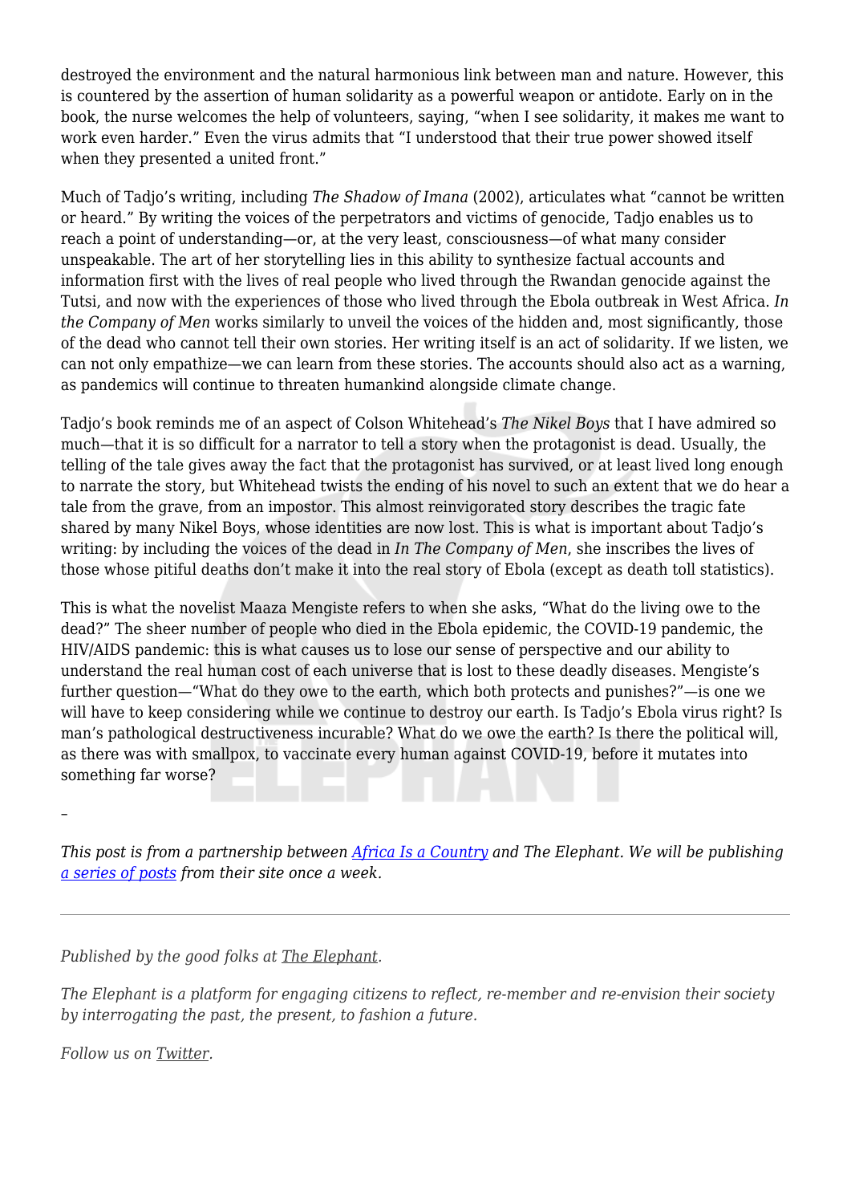destroyed the environment and the natural harmonious link between man and nature. However, this is countered by the assertion of human solidarity as a powerful weapon or antidote. Early on in the book, the nurse welcomes the help of volunteers, saying, "when I see solidarity, it makes me want to work even harder." Even the virus admits that "I understood that their true power showed itself when they presented a united front."

Much of Tadjo's writing, including *The Shadow of Imana* (2002), articulates what "cannot be written or heard." By writing the voices of the perpetrators and victims of genocide, Tadjo enables us to reach a point of understanding—or, at the very least, consciousness—of what many consider unspeakable. The art of her storytelling lies in this ability to synthesize factual accounts and information first with the lives of real people who lived through the Rwandan genocide against the Tutsi, and now with the experiences of those who lived through the Ebola outbreak in West Africa. *In the Company of Men* works similarly to unveil the voices of the hidden and, most significantly, those of the dead who cannot tell their own stories. Her writing itself is an act of solidarity. If we listen, we can not only empathize—we can learn from these stories. The accounts should also act as a warning, as pandemics will continue to threaten humankind alongside climate change.

Tadjo's book reminds me of an aspect of Colson Whitehead's *The Nikel Boys* that I have admired so much—that it is so difficult for a narrator to tell a story when the protagonist is dead. Usually, the telling of the tale gives away the fact that the protagonist has survived, or at least lived long enough to narrate the story, but Whitehead twists the ending of his novel to such an extent that we do hear a tale from the grave, from an impostor. This almost reinvigorated story describes the tragic fate shared by many Nikel Boys, whose identities are now lost. This is what is important about Tadjo's writing: by including the voices of the dead in *In The Company of Men*, she inscribes the lives of those whose pitiful deaths don't make it into the real story of Ebola (except as death toll statistics).

This is what the novelist Maaza Mengiste refers to when she asks, "What do the living owe to the dead?" The sheer number of people who died in the Ebola epidemic, the COVID-19 pandemic, the HIV/AIDS pandemic: this is what causes us to lose our sense of perspective and our ability to understand the real human cost of each universe that is lost to these deadly diseases. Mengiste's further question—"What do they owe to the earth, which both protects and punishes?"—is one we will have to keep considering while we continue to destroy our earth. Is Tadjo's Ebola virus right? Is man's pathological destructiveness incurable? What do we owe the earth? Is there the political will, as there was with smallpox, to vaccinate every human against COVID-19, before it mutates into something far worse?

–

*This post is from a partnership between [Africa Is a Country](#) and The Elephant. We will be publishing [a series of posts](#) from their site once a week.*

---

*Published by the good folks at [The Elephant](#).*

*The Elephant is a platform for engaging citizens to reflect, re-member and re-envision their society by interrogating the past, the present, to fashion a future.*

*Follow us on [Twitter](#).*